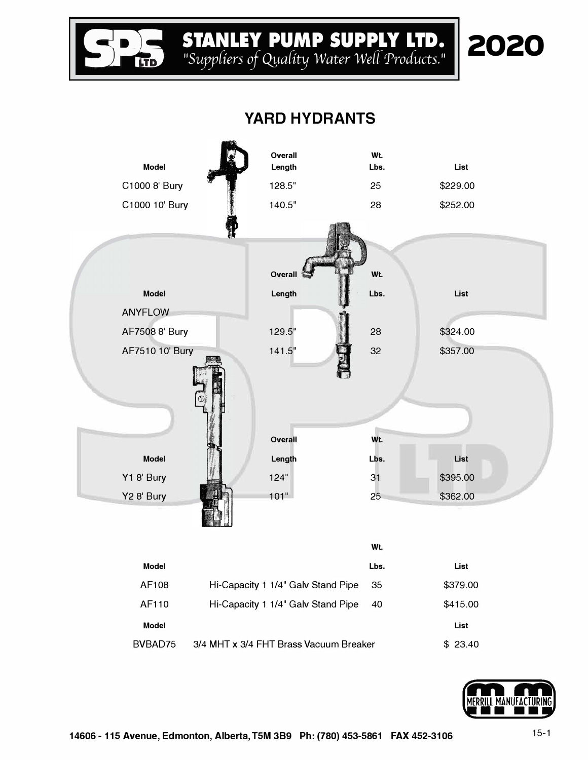**STANDLEY PUMP SUPPLY LTD.**
*"Suppliers of Quality Water Well Products."*

**2020**

## YARD HYDRANTS

| Model | Overall Length | Wt. Lbs. | List |
|---|---|---|---|
| C1000 8' Bury | 128.5" | 25 | $229.00 |
| C1000 10' Bury | 140.5" | 28 | $252.00 |

| Model | Overall Length | Wt. Lbs. | List |
|---|---|---|---|
| ANYFLOW | | | |
| AF7508 8' Bury | 129.5" | 28 | $324.00 |
| AF7510 10' Bury | 141.5" | 32 | $357.00 |

| Model | Overall Length | Wt. Lbs. | List |
|---|---|---|---|
| Y1 8' Bury | 124" | 31 | $395.00 |
| Y2 8' Bury | 101" | 25 | $362.00 |

| Model | | Wt. Lbs. | List |
|---|---|---|---|
| AF108 | Hi-Capacity 1 1/4" Galv Stand Pipe | 35 | $379.00 |
| AF110 | Hi-Capacity 1 1/4" Galv Stand Pipe | 40 | $415.00 |

| Model | | List |
|---|---|---|
| BVBAD75 | 3/4 MHT x 3/4 FHT Brass Vacuum Breaker | $ 23.40 |

MERRILL MANUFACTURING

14606 - 115 Avenue, Edmonton, Alberta, T5M 3B9 Ph: (780) 453-5861 FAX 452-3106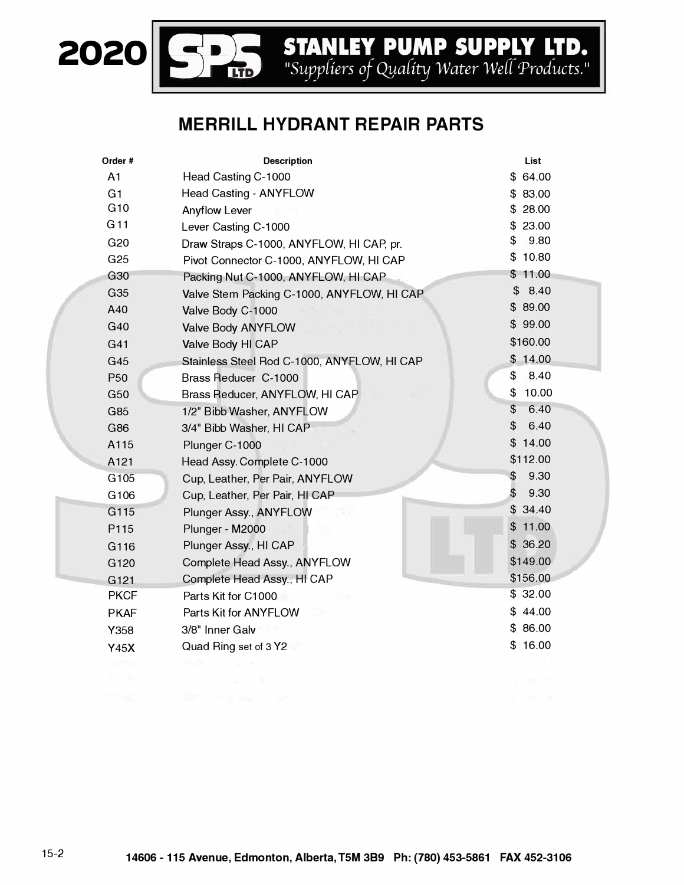2020

**STANLEY PUMP SUPPLY LTD.**
*"Suppliers of Quality Water Well Products."*

# MERRILL HYDRANT REPAIR PARTS

| Order # | Description | List |
|---|---|---|
| A1 | Head Casting C-1000 | $ 64.00 |
| G1 | Head Casting - ANYFLOW | $ 83.00 |
| G10 | Anyflow Lever | $ 28.00 |
| G11 | Lever Casting C-1000 | $ 23.00 |
| G20 | Draw Straps C-1000, ANYFLOW, HI CAP, pr. | $ 9.80 |
| G25 | Pivot Connector C-1000, ANYFLOW, HI CAP | $ 10.80 |
| G30 | Packing Nut C-1000, ANYFLOW, HI CAP | $ 11.00 |
| G35 | Valve Stem Packing C-1000, ANYFLOW, HI CAP | $ 8.40 |
| A40 | Valve Body C-1000 | $ 89.00 |
| G40 | Valve Body ANYFLOW | $ 99.00 |
| G41 | Valve Body HI CAP | $160.00 |
| G45 | Stainless Steel Rod C-1000, ANYFLOW, HI CAP | $ 14.00 |
| P50 | Brass Reducer C-1000 | $ 8.40 |
| G50 | Brass Reducer, ANYFLOW, HI CAP | $ 10.00 |
| G85 | 1/2" Bibb Washer, ANYFLOW | $ 6.40 |
| G86 | 3/4" Bibb Washer, HI CAP | $ 6.40 |
| A115 | Plunger C-1000 | $ 14.00 |
| A121 | Head Assy. Complete C-1000 | $112.00 |
| G105 | Cup, Leather, Per Pair, ANYFLOW | $ 9.30 |
| G106 | Cup, Leather, Per Pair, HI CAP | $ 9.30 |
| G115 | Plunger Assy., ANYFLOW | $ 34.40 |
| P115 | Plunger - M2000 | $ 11.00 |
| G116 | Plunger Assy., HI CAP | $ 36.20 |
| G120 | Complete Head Assy., ANYFLOW | $149.00 |
| G121 | Complete Head Assy., HI CAP | $156.00 |
| PKCF | Parts Kit for C1000 | $ 32.00 |
| PKAF | Parts Kit for ANYFLOW | $ 44.00 |
| Y358 | 3/8" Inner Galv | $ 86.00 |
| Y45X | Quad Ring set of 3 Y2 | $ 16.00 |

14606 - 115 Avenue, Edmonton, Alberta, T5M 3B9 Ph: (780) 453-5861 FAX 452-3106